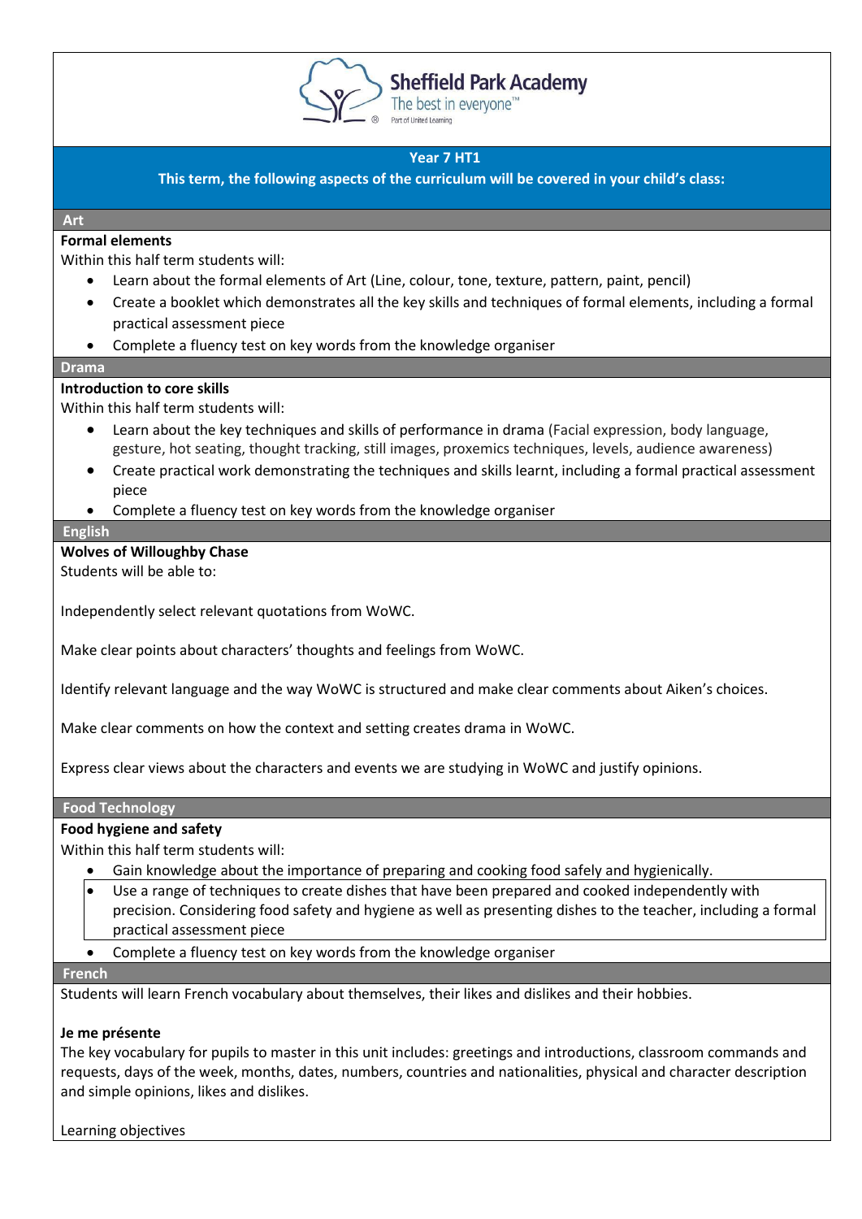Sheffield Park Academy
The best in everyone™
Part of United Learning

## Year 7 HT1

**This term, the following aspects of the curriculum will be covered in your child's class:**

### Art

**Formal elements**

Within this half term students will:

- Learn about the formal elements of Art (Line, colour, tone, texture, pattern, paint, pencil)
- Create a booklet which demonstrates all the key skills and techniques of formal elements, including a formal practical assessment piece
- Complete a fluency test on key words from the knowledge organiser

### Drama

**Introduction to core skills**

Within this half term students will:

- Learn about the key techniques and skills of performance in drama (Facial expression, body language, gesture, hot seating, thought tracking, still images, proxemics techniques, levels, audience awareness)
- Create practical work demonstrating the techniques and skills learnt, including a formal practical assessment piece
- Complete a fluency test on key words from the knowledge organiser

### English

**Wolves of Willoughby Chase**

Students will be able to:

Independently select relevant quotations from WoWC.

Make clear points about characters' thoughts and feelings from WoWC.

Identify relevant language and the way WoWC is structured and make clear comments about Aiken's choices.

Make clear comments on how the context and setting creates drama in WoWC.

Express clear views about the characters and events we are studying in WoWC and justify opinions.

### Food Technology

**Food hygiene and safety**

Within this half term students will:

- Gain knowledge about the importance of preparing and cooking food safely and hygienically.
- Use a range of techniques to create dishes that have been prepared and cooked independently with precision. Considering food safety and hygiene as well as presenting dishes to the teacher, including a formal practical assessment piece
- Complete a fluency test on key words from the knowledge organiser

### French

Students will learn French vocabulary about themselves, their likes and dislikes and their hobbies.

**Je me présente**

The key vocabulary for pupils to master in this unit includes: greetings and introductions, classroom commands and requests, days of the week, months, dates, numbers, countries and nationalities, physical and character description and simple opinions, likes and dislikes.

Learning objectives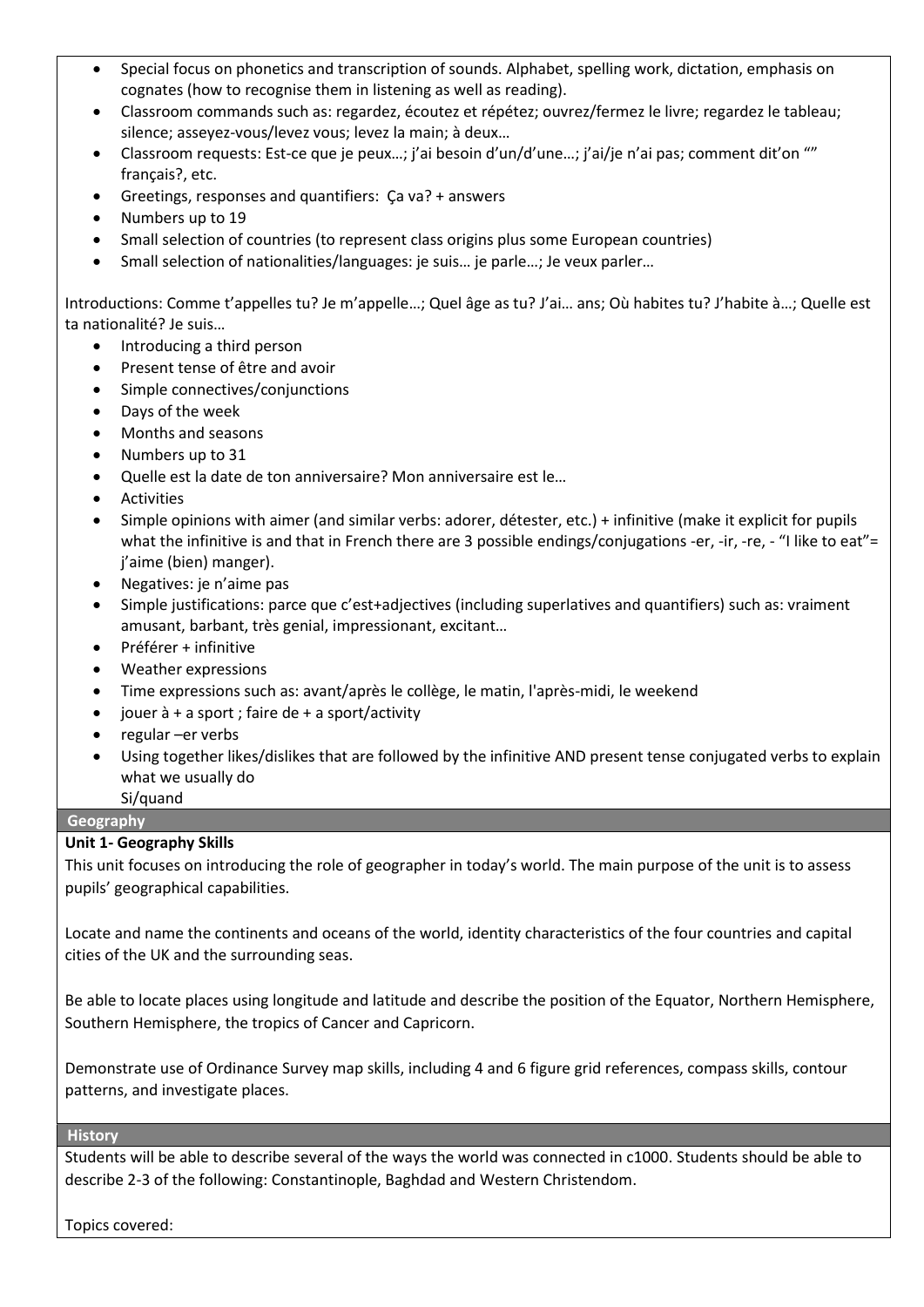- Special focus on phonetics and transcription of sounds. Alphabet, spelling work, dictation, emphasis on cognates (how to recognise them in listening as well as reading).
- Classroom commands such as: regardez, écoutez et répétez; ouvrez/fermez le livre; regardez le tableau; silence; asseyez-vous/levez vous; levez la main; à deux…
- Classroom requests: Est-ce que je peux…; j'ai besoin d'un/d'une…; j'ai/je n'ai pas; comment dit'on "" français?, etc.
- Greetings, responses and quantifiers: Ça va? + answers
- Numbers up to 19
- Small selection of countries (to represent class origins plus some European countries)
- Small selection of nationalities/languages: je suis… je parle…; Je veux parler…

Introductions: Comme t'appelles tu? Je m'appelle…; Quel âge as tu? J'ai… ans; Où habites tu? J'habite à…; Quelle est ta nationalité? Je suis…

- Introducing a third person
- Present tense of être and avoir
- Simple connectives/conjunctions
- Days of the week
- Months and seasons
- Numbers up to 31
- Quelle est la date de ton anniversaire? Mon anniversaire est le…
- Activities
- Simple opinions with aimer (and similar verbs: adorer, détester, etc.) + infinitive (make it explicit for pupils what the infinitive is and that in French there are 3 possible endings/conjugations -er, -ir, -re, - "I like to eat"= j'aime (bien) manger).
- Negatives: je n'aime pas
- Simple justifications: parce que c'est+adjectives (including superlatives and quantifiers) such as: vraiment amusant, barbant, très genial, impressionant, excitant…
- Préférer + infinitive
- Weather expressions
- Time expressions such as: avant/après le collège, le matin, l'après-midi, le weekend
- jouer à + a sport ; faire de + a sport/activity
- regular –er verbs
- Using together likes/dislikes that are followed by the infinitive AND present tense conjugated verbs to explain what we usually do
  Si/quand

## Geography

**Unit 1- Geography Skills**

This unit focuses on introducing the role of geographer in today's world. The main purpose of the unit is to assess pupils' geographical capabilities.

Locate and name the continents and oceans of the world, identity characteristics of the four countries and capital cities of the UK and the surrounding seas.

Be able to locate places using longitude and latitude and describe the position of the Equator, Northern Hemisphere, Southern Hemisphere, the tropics of Cancer and Capricorn.

Demonstrate use of Ordinance Survey map skills, including 4 and 6 figure grid references, compass skills, contour patterns, and investigate places.

## History

Students will be able to describe several of the ways the world was connected in c1000. Students should be able to describe 2-3 of the following: Constantinople, Baghdad and Western Christendom.

Topics covered: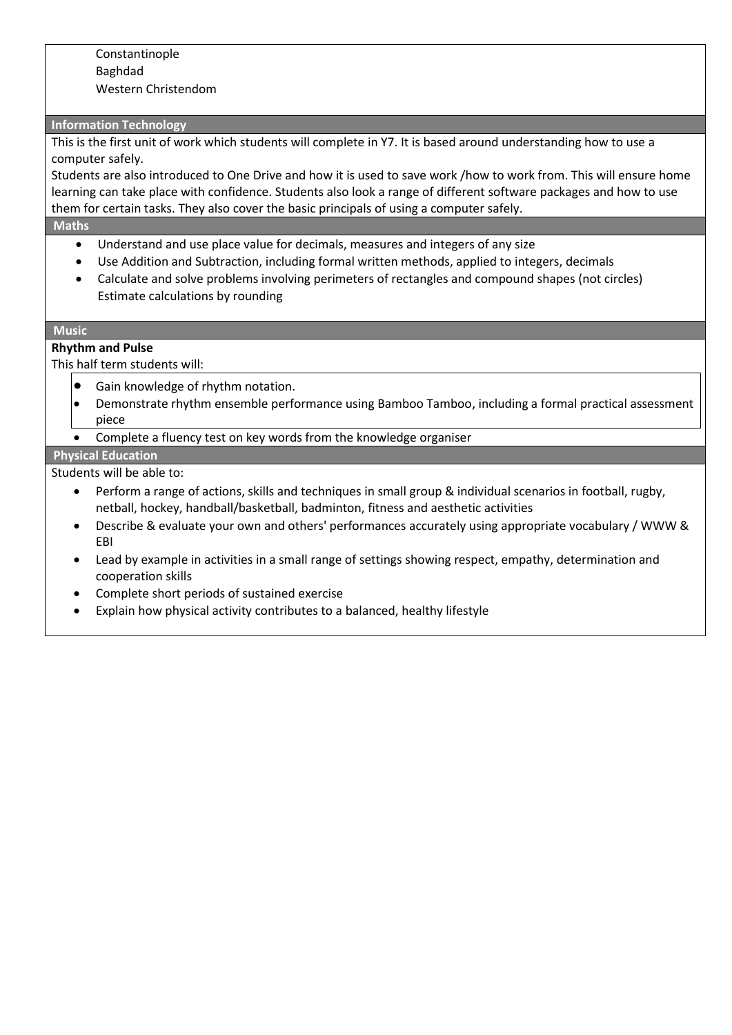Constantinople
Baghdad
Western Christendom

## Information Technology

This is the first unit of work which students will complete in Y7. It is based around understanding how to use a computer safely.

Students are also introduced to One Drive and how it is used to save work /how to work from. This will ensure home learning can take place with confidence. Students also look a range of different software packages and how to use them for certain tasks. They also cover the basic principals of using a computer safely.

## Maths

- Understand and use place value for decimals, measures and integers of any size
- Use Addition and Subtraction, including formal written methods, applied to integers, decimals
- Calculate and solve problems involving perimeters of rectangles and compound shapes (not circles)
  Estimate calculations by rounding

## Music

**Rhythm and Pulse**

This half term students will:

- Gain knowledge of rhythm notation.
- Demonstrate rhythm ensemble performance using Bamboo Tamboo, including a formal practical assessment piece
- Complete a fluency test on key words from the knowledge organiser

## Physical Education

Students will be able to:

- Perform a range of actions, skills and techniques in small group & individual scenarios in football, rugby, netball, hockey, handball/basketball, badminton, fitness and aesthetic activities
- Describe & evaluate your own and others' performances accurately using appropriate vocabulary / WWW & EBI
- Lead by example in activities in a small range of settings showing respect, empathy, determination and cooperation skills
- Complete short periods of sustained exercise
- Explain how physical activity contributes to a balanced, healthy lifestyle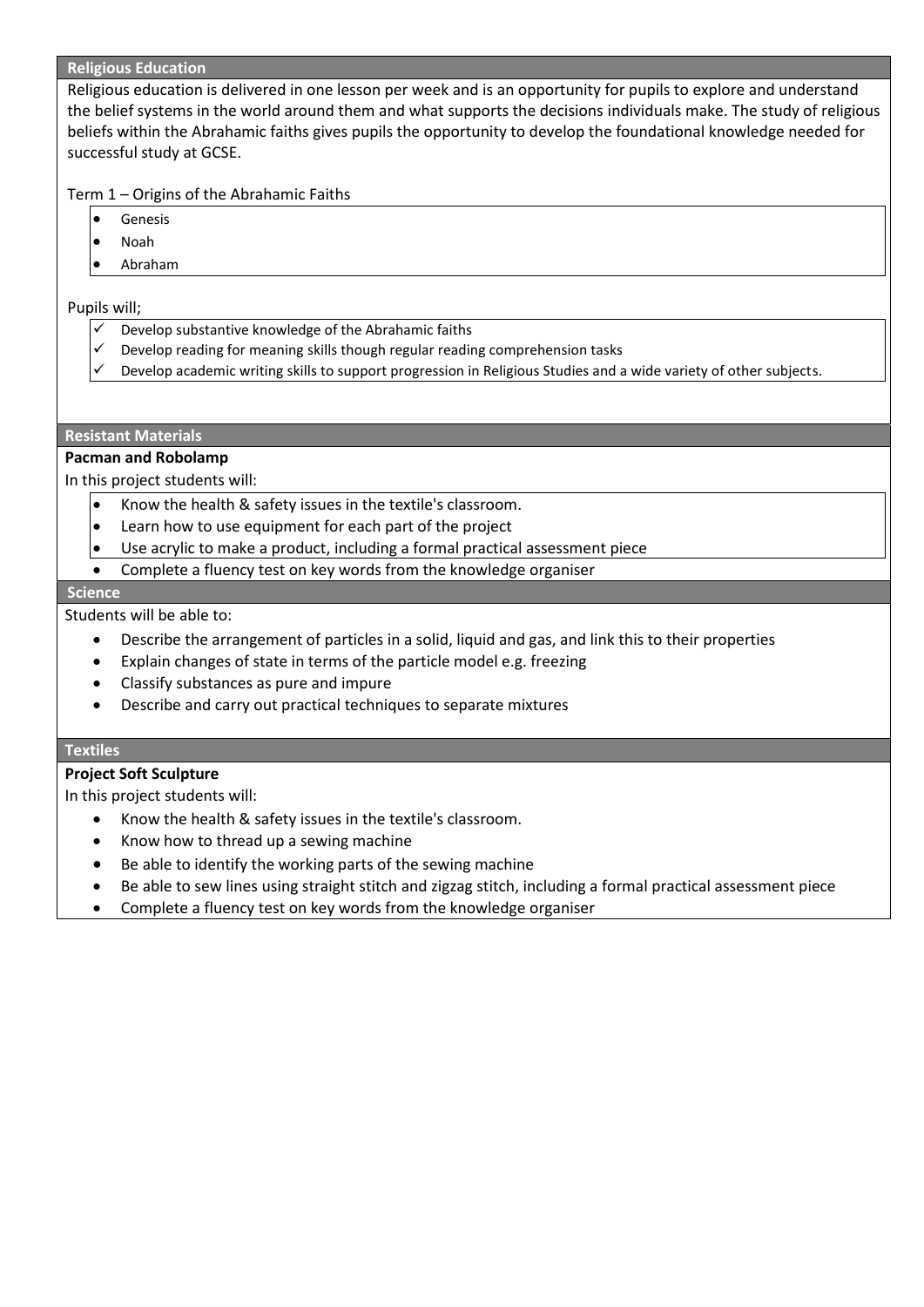## Religious Education

Religious education is delivered in one lesson per week and is an opportunity for pupils to explore and understand the belief systems in the world around them and what supports the decisions individuals make. The study of religious beliefs within the Abrahamic faiths gives pupils the opportunity to develop the foundational knowledge needed for successful study at GCSE.

Term 1 – Origins of the Abrahamic Faiths

- Genesis
- Noah
- Abraham

Pupils will;

- ✓ Develop substantive knowledge of the Abrahamic faiths
- ✓ Develop reading for meaning skills though regular reading comprehension tasks
- ✓ Develop academic writing skills to support progression in Religious Studies and a wide variety of other subjects.

## Resistant Materials

**Pacman and Robolamp**

In this project students will:

- Know the health & safety issues in the textile's classroom.
- Learn how to use equipment for each part of the project
- Use acrylic to make a product, including a formal practical assessment piece
- Complete a fluency test on key words from the knowledge organiser

## Science

Students will be able to:

- Describe the arrangement of particles in a solid, liquid and gas, and link this to their properties
- Explain changes of state in terms of the particle model e.g. freezing
- Classify substances as pure and impure
- Describe and carry out practical techniques to separate mixtures

## Textiles

**Project Soft Sculpture**

In this project students will:

- Know the health & safety issues in the textile's classroom.
- Know how to thread up a sewing machine
- Be able to identify the working parts of the sewing machine
- Be able to sew lines using straight stitch and zigzag stitch, including a formal practical assessment piece
- Complete a fluency test on key words from the knowledge organiser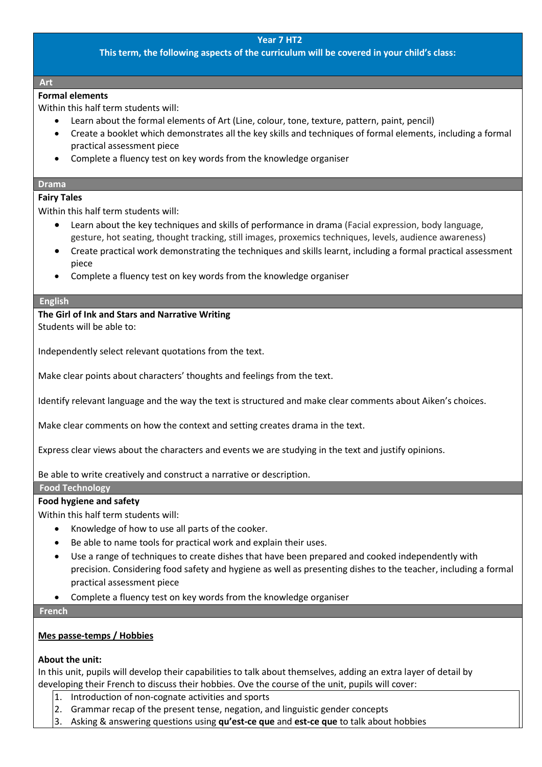## Year 7 HT2

**This term, the following aspects of the curriculum will be covered in your child's class:**

### Art

**Formal elements**

Within this half term students will:

- Learn about the formal elements of Art (Line, colour, tone, texture, pattern, paint, pencil)
- Create a booklet which demonstrates all the key skills and techniques of formal elements, including a formal practical assessment piece
- Complete a fluency test on key words from the knowledge organiser

### Drama

**Fairy Tales**

Within this half term students will:

- Learn about the key techniques and skills of performance in drama (Facial expression, body language, gesture, hot seating, thought tracking, still images, proxemics techniques, levels, audience awareness)
- Create practical work demonstrating the techniques and skills learnt, including a formal practical assessment piece
- Complete a fluency test on key words from the knowledge organiser

### English

**The Girl of Ink and Stars and Narrative Writing**

Students will be able to:

Independently select relevant quotations from the text.

Make clear points about characters' thoughts and feelings from the text.

Identify relevant language and the way the text is structured and make clear comments about Aiken's choices.

Make clear comments on how the context and setting creates drama in the text.

Express clear views about the characters and events we are studying in the text and justify opinions.

Be able to write creatively and construct a narrative or description.

### Food Technology

**Food hygiene and safety**

Within this half term students will:

- Knowledge of how to use all parts of the cooker.
- Be able to name tools for practical work and explain their uses.
- Use a range of techniques to create dishes that have been prepared and cooked independently with precision. Considering food safety and hygiene as well as presenting dishes to the teacher, including a formal practical assessment piece
- Complete a fluency test on key words from the knowledge organiser

### French

**<u>Mes passe-temps / Hobbies</u>**

**About the unit:**

In this unit, pupils will develop their capabilities to talk about themselves, adding an extra layer of detail by developing their French to discuss their hobbies. Ove the course of the unit, pupils will cover:

1. Introduction of non-cognate activities and sports
2. Grammar recap of the present tense, negation, and linguistic gender concepts
3. Asking & answering questions using **qu'est-ce que** and **est-ce que** to talk about hobbies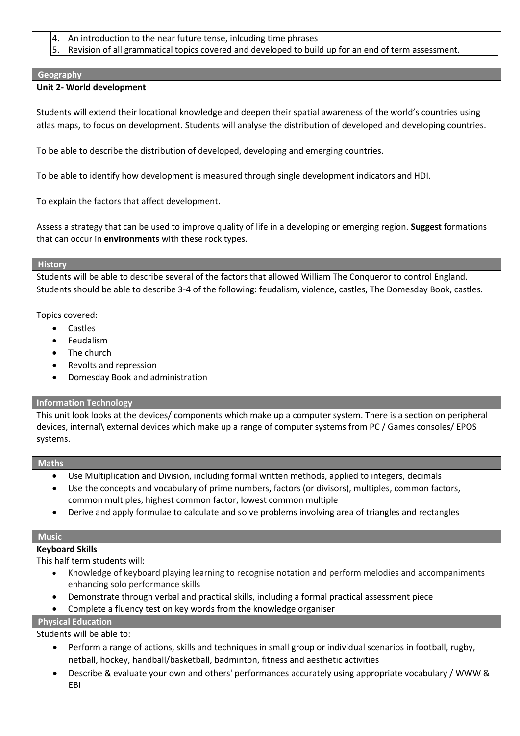4. An introduction to the near future tense, inlcuding time phrases
5. Revision of all grammatical topics covered and developed to build up for an end of term assessment.

## Geography

**Unit 2- World development**

Students will extend their locational knowledge and deepen their spatial awareness of the world's countries using atlas maps, to focus on development. Students will analyse the distribution of developed and developing countries.

To be able to describe the distribution of developed, developing and emerging countries.

To be able to identify how development is measured through single development indicators and HDI.

To explain the factors that affect development.

Assess a strategy that can be used to improve quality of life in a developing or emerging region. **Suggest** formations that can occur in **environments** with these rock types.

## History

Students will be able to describe several of the factors that allowed William The Conqueror to control England. Students should be able to describe 3-4 of the following: feudalism, violence, castles, The Domesday Book, castles.

Topics covered:

- Castles
- Feudalism
- The church
- Revolts and repression
- Domesday Book and administration

## Information Technology

This unit look looks at the devices/ components which make up a computer system. There is a section on peripheral devices, internal\ external devices which make up a range of computer systems from PC / Games consoles/ EPOS systems.

## Maths

- Use Multiplication and Division, including formal written methods, applied to integers, decimals
- Use the concepts and vocabulary of prime numbers, factors (or divisors), multiples, common factors, common multiples, highest common factor, lowest common multiple
- Derive and apply formulae to calculate and solve problems involving area of triangles and rectangles

## Music

**Keyboard Skills**

This half term students will:

- Knowledge of keyboard playing learning to recognise notation and perform melodies and accompaniments enhancing solo performance skills
- Demonstrate through verbal and practical skills, including a formal practical assessment piece
- Complete a fluency test on key words from the knowledge organiser

## Physical Education

Students will be able to:

- Perform a range of actions, skills and techniques in small group or individual scenarios in football, rugby, netball, hockey, handball/basketball, badminton, fitness and aesthetic activities
- Describe & evaluate your own and others' performances accurately using appropriate vocabulary / WWW & EBI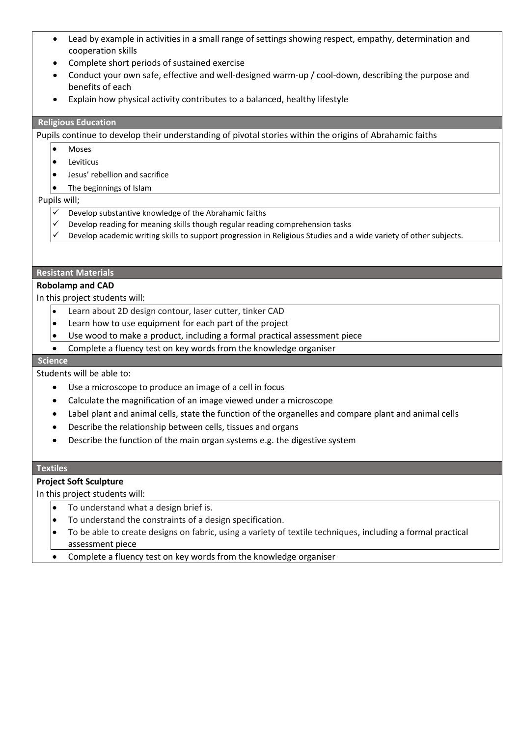- Lead by example in activities in a small range of settings showing respect, empathy, determination and cooperation skills
- Complete short periods of sustained exercise
- Conduct your own safe, effective and well-designed warm-up / cool-down, describing the purpose and benefits of each
- Explain how physical activity contributes to a balanced, healthy lifestyle

## Religious Education

Pupils continue to develop their understanding of pivotal stories within the origins of Abrahamic faiths

- Moses
- Leviticus
- Jesus' rebellion and sacrifice
- The beginnings of Islam

Pupils will;

- ✓ Develop substantive knowledge of the Abrahamic faiths
- ✓ Develop reading for meaning skills though regular reading comprehension tasks
- ✓ Develop academic writing skills to support progression in Religious Studies and a wide variety of other subjects.

## Resistant Materials

**Robolamp and CAD**

In this project students will:

- Learn about 2D design contour, laser cutter, tinker CAD
- Learn how to use equipment for each part of the project
- Use wood to make a product, including a formal practical assessment piece
- Complete a fluency test on key words from the knowledge organiser

## Science

Students will be able to:

- Use a microscope to produce an image of a cell in focus
- Calculate the magnification of an image viewed under a microscope
- Label plant and animal cells, state the function of the organelles and compare plant and animal cells
- Describe the relationship between cells, tissues and organs
- Describe the function of the main organ systems e.g. the digestive system

## Textiles

**Project Soft Sculpture**

In this project students will:

- To understand what a design brief is.
- To understand the constraints of a design specification.
- To be able to create designs on fabric, using a variety of textile techniques, including a formal practical assessment piece
- Complete a fluency test on key words from the knowledge organiser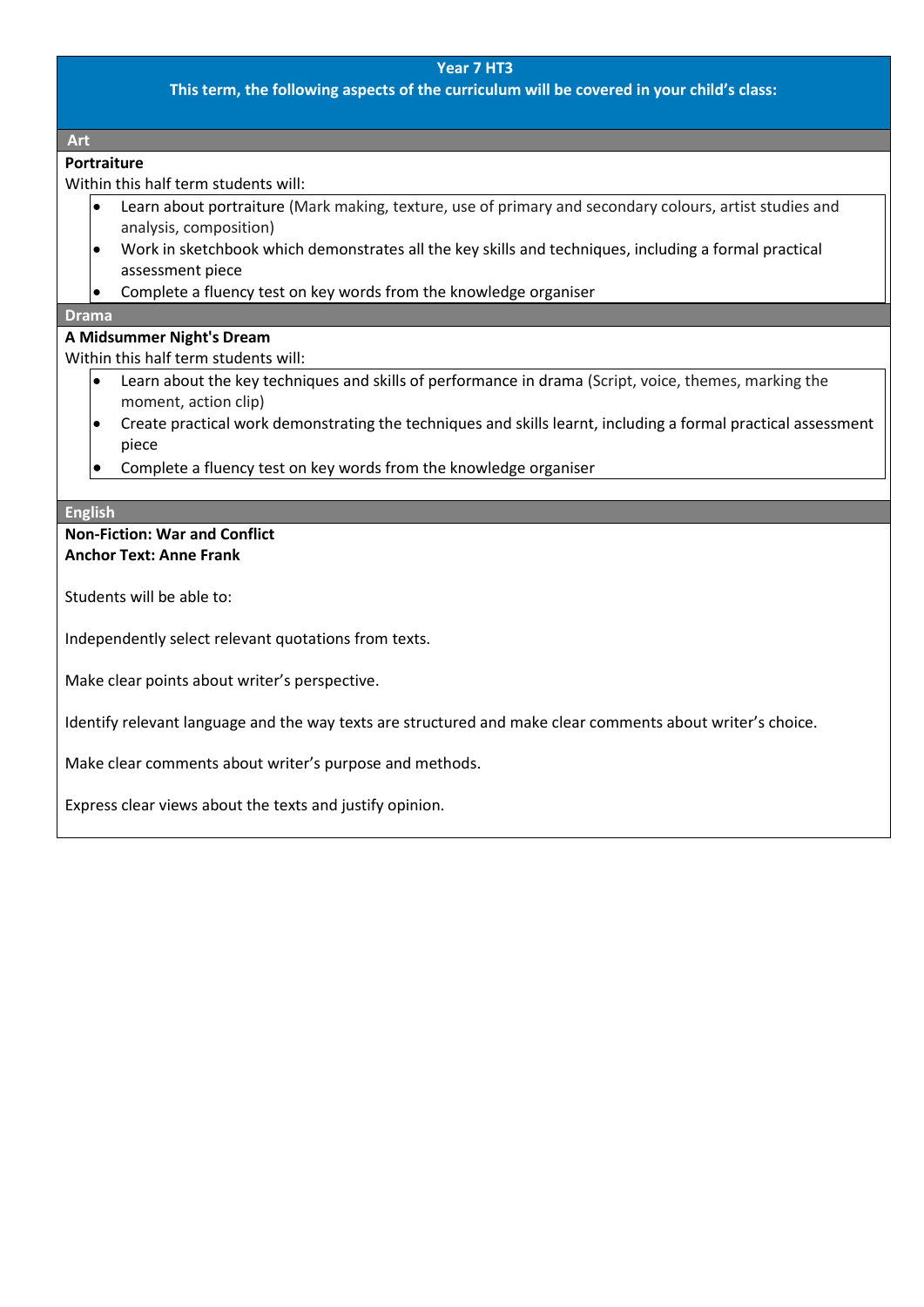# Year 7 HT3

**This term, the following aspects of the curriculum will be covered in your child's class:**

## Art

**Portraiture**

Within this half term students will:

- Learn about portraiture (Mark making, texture, use of primary and secondary colours, artist studies and analysis, composition)
- Work in sketchbook which demonstrates all the key skills and techniques, including a formal practical assessment piece
- Complete a fluency test on key words from the knowledge organiser

## Drama

**A Midsummer Night's Dream**

Within this half term students will:

- Learn about the key techniques and skills of performance in drama (Script, voice, themes, marking the moment, action clip)
- Create practical work demonstrating the techniques and skills learnt, including a formal practical assessment piece
- Complete a fluency test on key words from the knowledge organiser

## English

**Non-Fiction: War and Conflict**
**Anchor Text: Anne Frank**

Students will be able to:

Independently select relevant quotations from texts.

Make clear points about writer's perspective.

Identify relevant language and the way texts are structured and make clear comments about writer's choice.

Make clear comments about writer's purpose and methods.

Express clear views about the texts and justify opinion.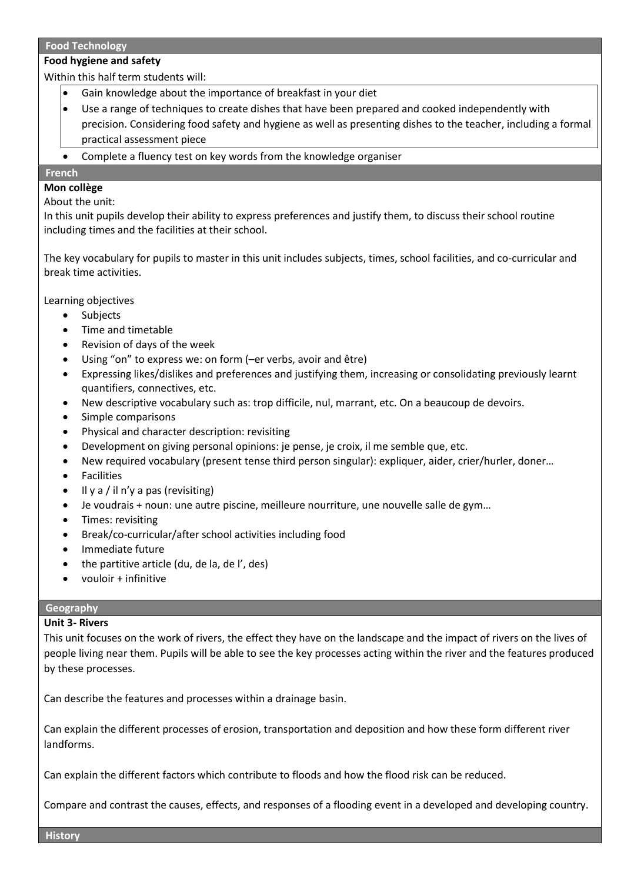## Food Technology

**Food hygiene and safety**

Within this half term students will:

- Gain knowledge about the importance of breakfast in your diet
- Use a range of techniques to create dishes that have been prepared and cooked independently with precision. Considering food safety and hygiene as well as presenting dishes to the teacher, including a formal practical assessment piece
- Complete a fluency test on key words from the knowledge organiser

## French

**Mon collège**

About the unit:

In this unit pupils develop their ability to express preferences and justify them, to discuss their school routine including times and the facilities at their school.

The key vocabulary for pupils to master in this unit includes subjects, times, school facilities, and co-curricular and break time activities.

Learning objectives

- Subjects
- Time and timetable
- Revision of days of the week
- Using "on" to express we: on form (–er verbs, avoir and être)
- Expressing likes/dislikes and preferences and justifying them, increasing or consolidating previously learnt quantifiers, connectives, etc.
- New descriptive vocabulary such as: trop difficile, nul, marrant, etc. On a beaucoup de devoirs.
- Simple comparisons
- Physical and character description: revisiting
- Development on giving personal opinions: je pense, je croix, il me semble que, etc.
- New required vocabulary (present tense third person singular): expliquer, aider, crier/hurler, doner…
- Facilities
- Il y a / il n'y a pas (revisiting)
- Je voudrais + noun: une autre piscine, meilleure nourriture, une nouvelle salle de gym…
- Times: revisiting
- Break/co-curricular/after school activities including food
- Immediate future
- the partitive article (du, de la, de l', des)
- vouloir + infinitive

## Geography

**Unit 3- Rivers**

This unit focuses on the work of rivers, the effect they have on the landscape and the impact of rivers on the lives of people living near them. Pupils will be able to see the key processes acting within the river and the features produced by these processes.

Can describe the features and processes within a drainage basin.

Can explain the different processes of erosion, transportation and deposition and how these form different river landforms.

Can explain the different factors which contribute to floods and how the flood risk can be reduced.

Compare and contrast the causes, effects, and responses of a flooding event in a developed and developing country.

## History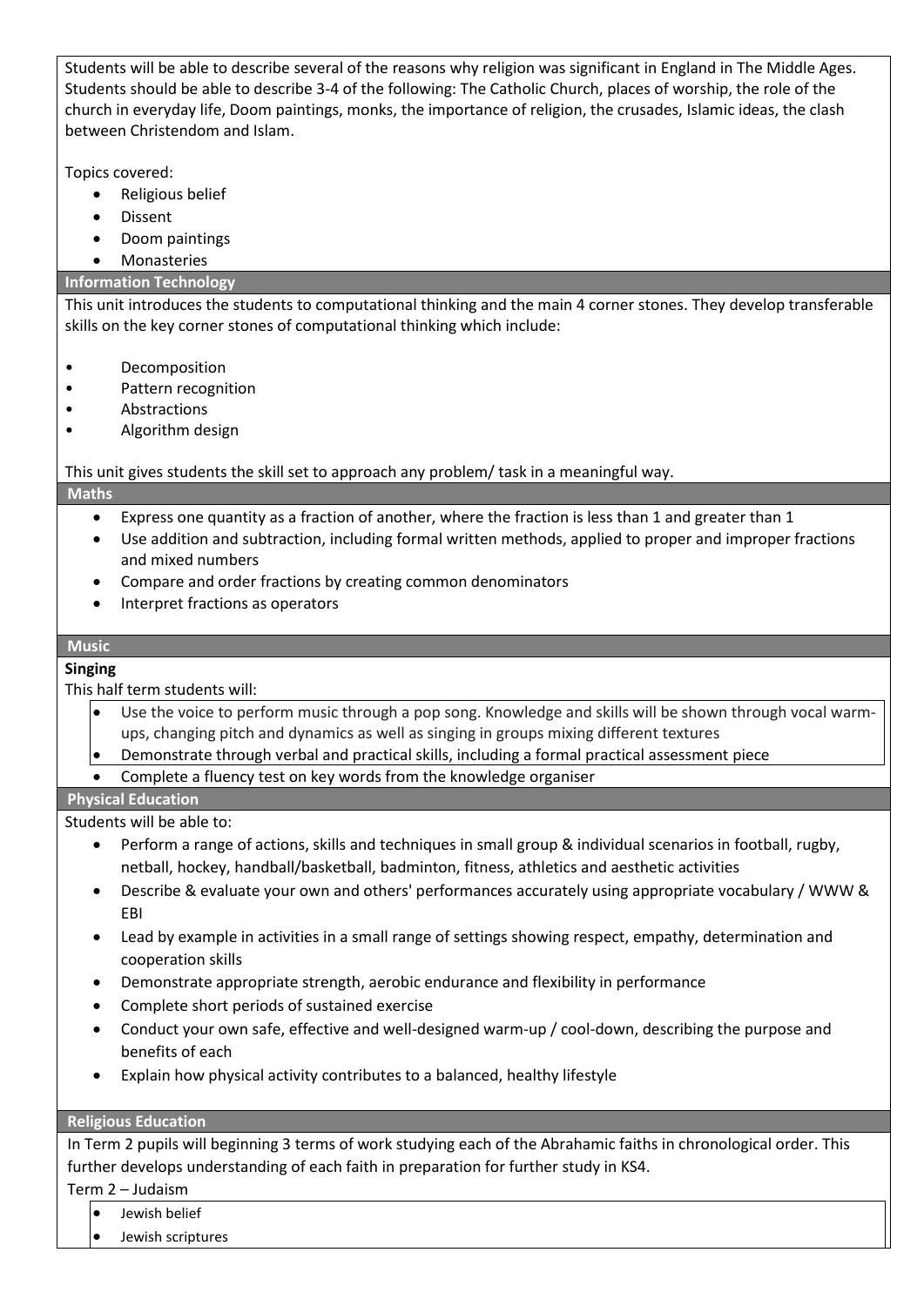Students will be able to describe several of the reasons why religion was significant in England in The Middle Ages. Students should be able to describe 3-4 of the following: The Catholic Church, places of worship, the role of the church in everyday life, Doom paintings, monks, the importance of religion, the crusades, Islamic ideas, the clash between Christendom and Islam.

Topics covered:

- Religious belief
- Dissent
- Doom paintings
- Monasteries

## Information Technology

This unit introduces the students to computational thinking and the main 4 corner stones. They develop transferable skills on the key corner stones of computational thinking which include:

- Decomposition
- Pattern recognition
- Abstractions
- Algorithm design

This unit gives students the skill set to approach any problem/ task in a meaningful way.

## Maths

- Express one quantity as a fraction of another, where the fraction is less than 1 and greater than 1
- Use addition and subtraction, including formal written methods, applied to proper and improper fractions and mixed numbers
- Compare and order fractions by creating common denominators
- Interpret fractions as operators

## Music

**Singing**

This half term students will:

- Use the voice to perform music through a pop song. Knowledge and skills will be shown through vocal warm-ups, changing pitch and dynamics as well as singing in groups mixing different textures
- Demonstrate through verbal and practical skills, including a formal practical assessment piece
- Complete a fluency test on key words from the knowledge organiser

## Physical Education

Students will be able to:

- Perform a range of actions, skills and techniques in small group & individual scenarios in football, rugby, netball, hockey, handball/basketball, badminton, fitness, athletics and aesthetic activities
- Describe & evaluate your own and others' performances accurately using appropriate vocabulary / WWW & EBI
- Lead by example in activities in a small range of settings showing respect, empathy, determination and cooperation skills
- Demonstrate appropriate strength, aerobic endurance and flexibility in performance
- Complete short periods of sustained exercise
- Conduct your own safe, effective and well-designed warm-up / cool-down, describing the purpose and benefits of each
- Explain how physical activity contributes to a balanced, healthy lifestyle

## Religious Education

In Term 2 pupils will beginning 3 terms of work studying each of the Abrahamic faiths in chronological order. This further develops understanding of each faith in preparation for further study in KS4.

Term 2 – Judaism

- Jewish belief
- Jewish scriptures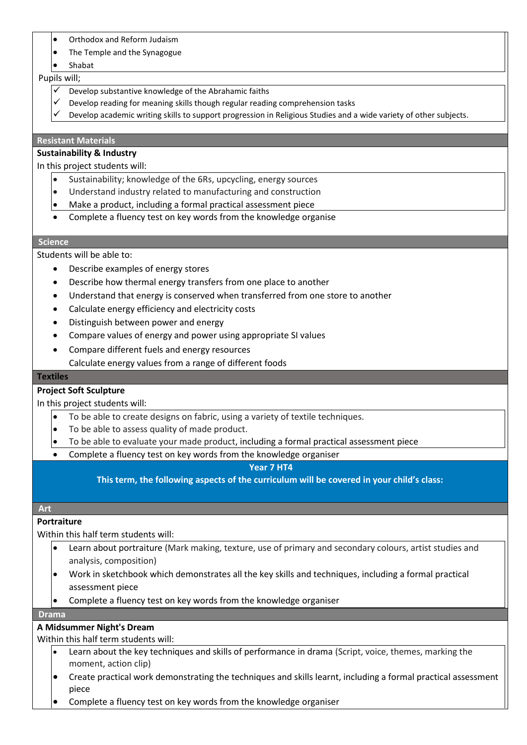- Orthodox and Reform Judaism
- The Temple and the Synagogue
- Shabat

Pupils will;

- ✓ Develop substantive knowledge of the Abrahamic faiths
- ✓ Develop reading for meaning skills though regular reading comprehension tasks
- ✓ Develop academic writing skills to support progression in Religious Studies and a wide variety of other subjects.

## Resistant Materials

**Sustainability & Industry**

In this project students will:

- Sustainability; knowledge of the 6Rs, upcycling, energy sources
- Understand industry related to manufacturing and construction
- Make a product, including a formal practical assessment piece
- Complete a fluency test on key words from the knowledge organise

## Science

Students will be able to:

- Describe examples of energy stores
- Describe how thermal energy transfers from one place to another
- Understand that energy is conserved when transferred from one store to another
- Calculate energy efficiency and electricity costs
- Distinguish between power and energy
- Compare values of energy and power using appropriate SI values
- Compare different fuels and energy resources

  Calculate energy values from a range of different foods

## Textiles

**Project Soft Sculpture**

In this project students will:

- To be able to create designs on fabric, using a variety of textile techniques.
- To be able to assess quality of made product.
- To be able to evaluate your made product, including a formal practical assessment piece
- Complete a fluency test on key words from the knowledge organiser

# Year 7 HT4

**This term, the following aspects of the curriculum will be covered in your child's class:**

## Art

**Portraiture**

Within this half term students will:

- Learn about portraiture (Mark making, texture, use of primary and secondary colours, artist studies and analysis, composition)
- Work in sketchbook which demonstrates all the key skills and techniques, including a formal practical assessment piece
- Complete a fluency test on key words from the knowledge organiser

## Drama

**A Midsummer Night's Dream**

Within this half term students will:

- Learn about the key techniques and skills of performance in drama (Script, voice, themes, marking the moment, action clip)
- Create practical work demonstrating the techniques and skills learnt, including a formal practical assessment piece
- Complete a fluency test on key words from the knowledge organiser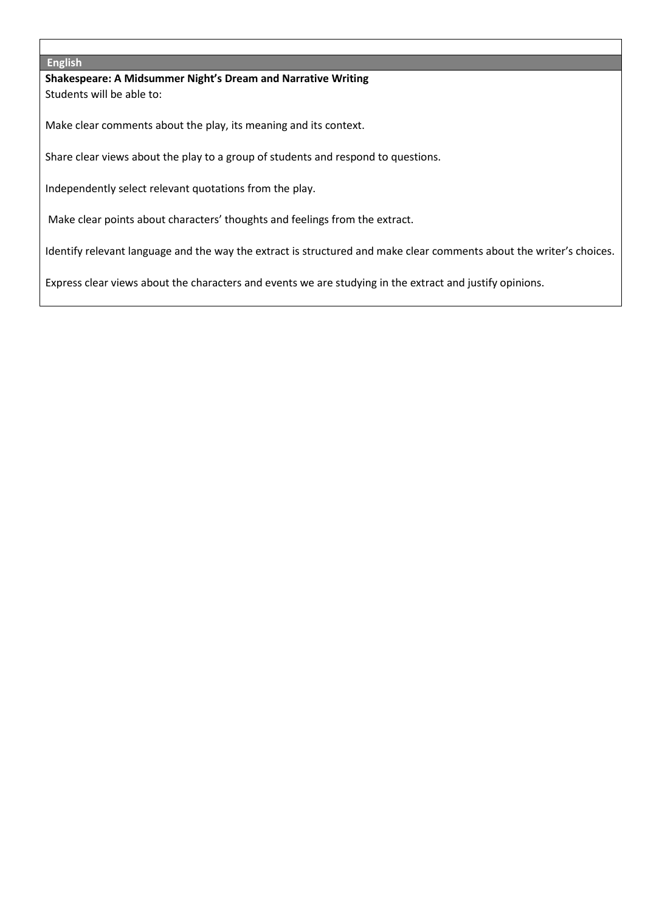## English

**Shakespeare: A Midsummer Night's Dream and Narrative Writing**

Students will be able to:

Make clear comments about the play, its meaning and its context.

Share clear views about the play to a group of students and respond to questions.

Independently select relevant quotations from the play.

Make clear points about characters' thoughts and feelings from the extract.

Identify relevant language and the way the extract is structured and make clear comments about the writer's choices.

Express clear views about the characters and events we are studying in the extract and justify opinions.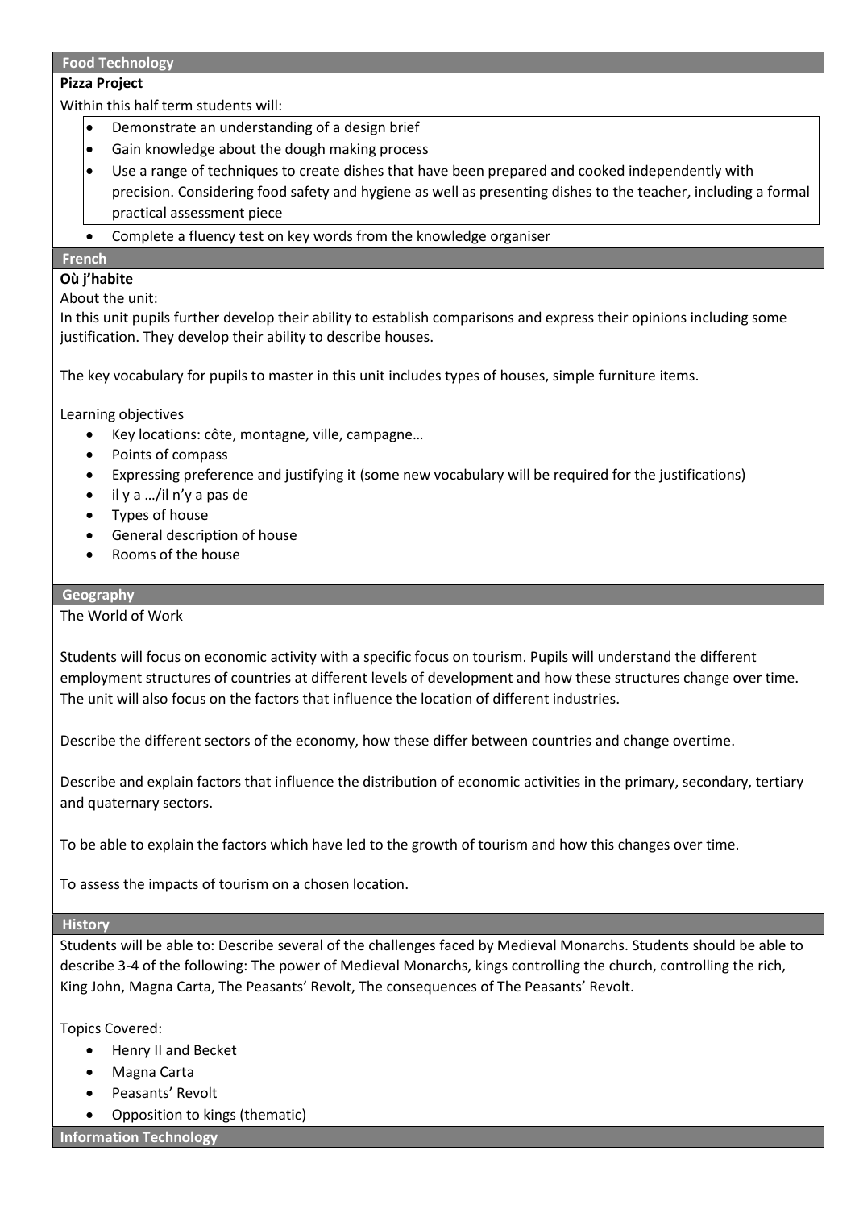## Food Technology

**Pizza Project**

Within this half term students will:

- Demonstrate an understanding of a design brief
- Gain knowledge about the dough making process
- Use a range of techniques to create dishes that have been prepared and cooked independently with precision. Considering food safety and hygiene as well as presenting dishes to the teacher, including a formal practical assessment piece
- Complete a fluency test on key words from the knowledge organiser

## French

**Où j'habite**

About the unit:

In this unit pupils further develop their ability to establish comparisons and express their opinions including some justification. They develop their ability to describe houses.

The key vocabulary for pupils to master in this unit includes types of houses, simple furniture items.

Learning objectives

- Key locations: côte, montagne, ville, campagne…
- Points of compass
- Expressing preference and justifying it (some new vocabulary will be required for the justifications)
- il y a …/il n'y a pas de
- Types of house
- General description of house
- Rooms of the house

## Geography

The World of Work

Students will focus on economic activity with a specific focus on tourism. Pupils will understand the different employment structures of countries at different levels of development and how these structures change over time. The unit will also focus on the factors that influence the location of different industries.

Describe the different sectors of the economy, how these differ between countries and change overtime.

Describe and explain factors that influence the distribution of economic activities in the primary, secondary, tertiary and quaternary sectors.

To be able to explain the factors which have led to the growth of tourism and how this changes over time.

To assess the impacts of tourism on a chosen location.

## History

Students will be able to: Describe several of the challenges faced by Medieval Monarchs. Students should be able to describe 3-4 of the following: The power of Medieval Monarchs, kings controlling the church, controlling the rich, King John, Magna Carta, The Peasants' Revolt, The consequences of The Peasants' Revolt.

Topics Covered:

- Henry II and Becket
- Magna Carta
- Peasants' Revolt
- Opposition to kings (thematic)

## Information Technology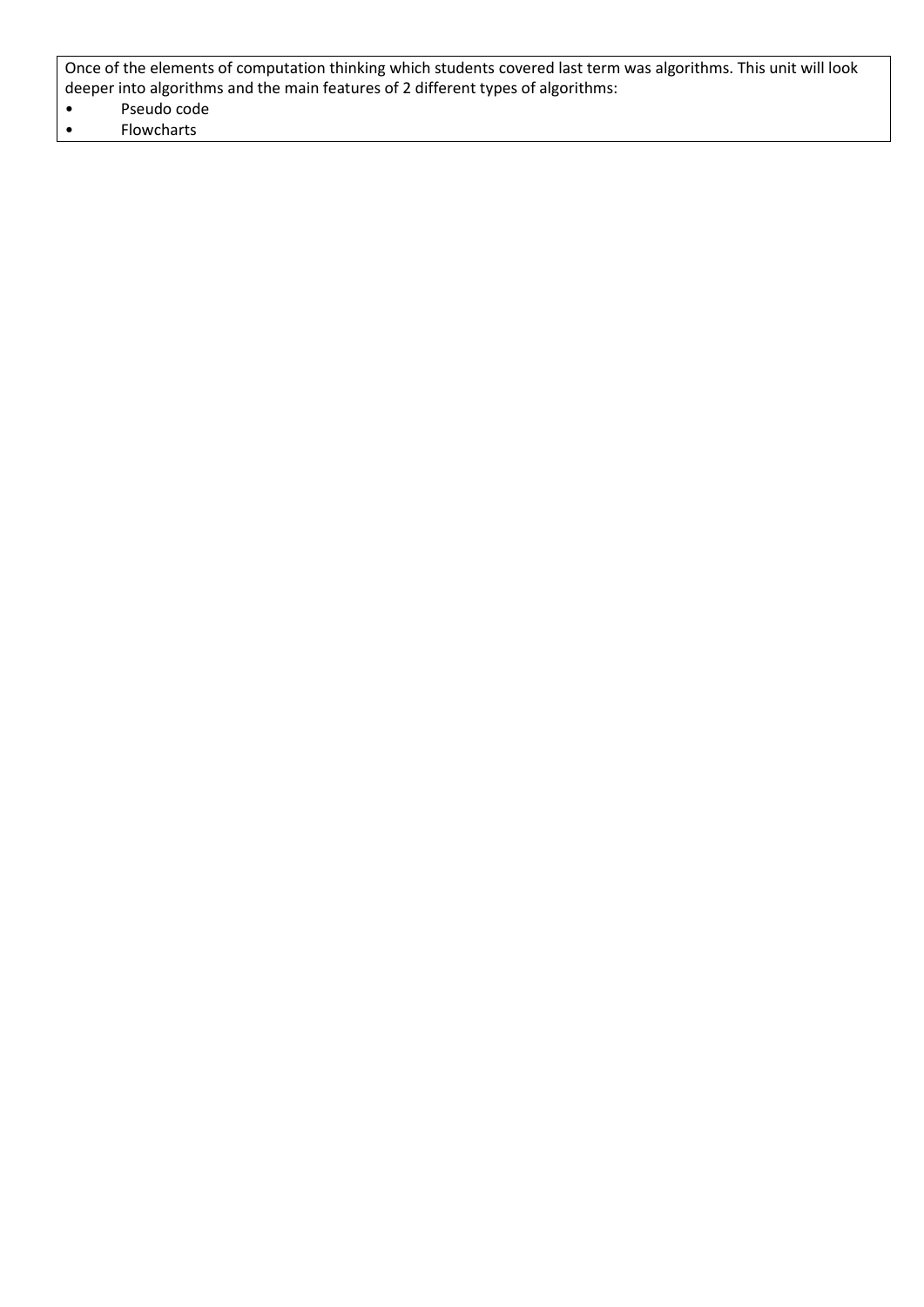Once of the elements of computation thinking which students covered last term was algorithms. This unit will look deeper into algorithms and the main features of 2 different types of algorithms:

- Pseudo code
- Flowcharts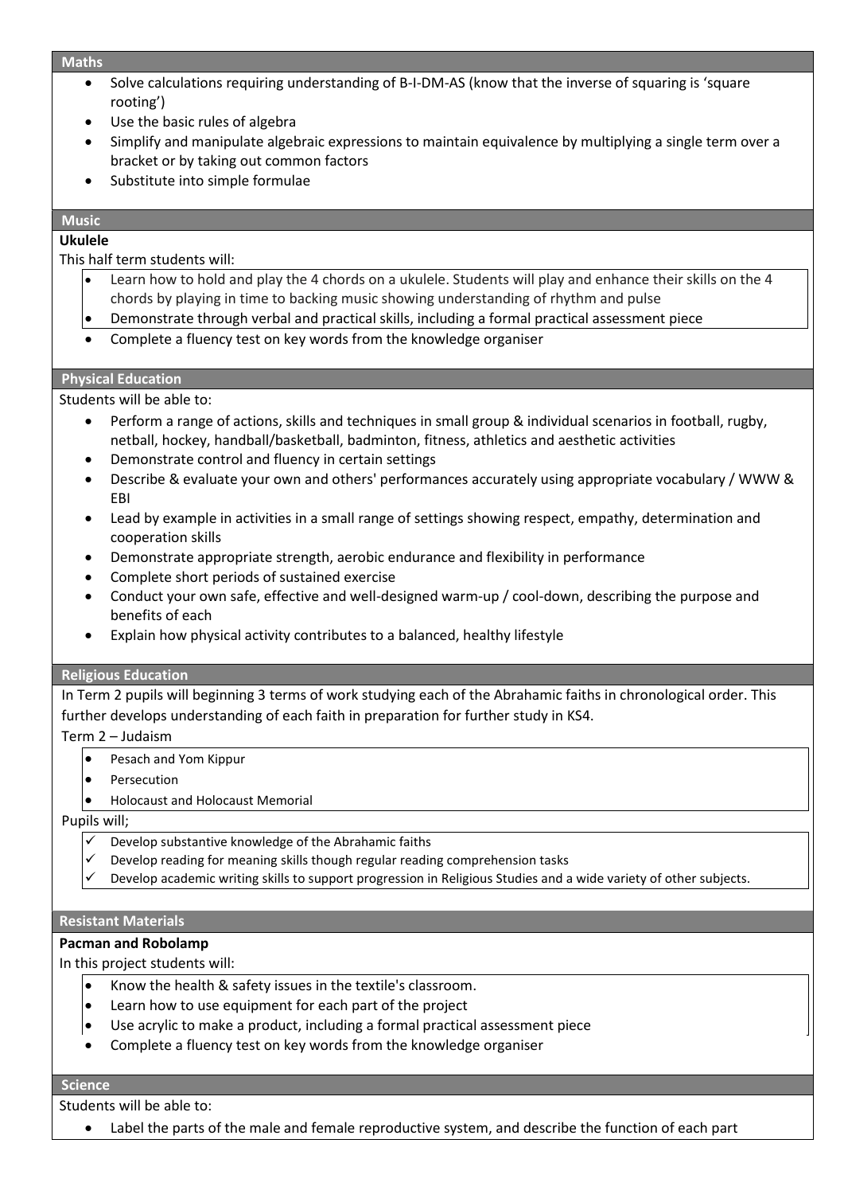## Maths

- Solve calculations requiring understanding of B-I-DM-AS (know that the inverse of squaring is 'square rooting')
- Use the basic rules of algebra
- Simplify and manipulate algebraic expressions to maintain equivalence by multiplying a single term over a bracket or by taking out common factors
- Substitute into simple formulae

## Music

**Ukulele**

This half term students will:

- Learn how to hold and play the 4 chords on a ukulele. Students will play and enhance their skills on the 4 chords by playing in time to backing music showing understanding of rhythm and pulse
- Demonstrate through verbal and practical skills, including a formal practical assessment piece
- Complete a fluency test on key words from the knowledge organiser

## Physical Education

Students will be able to:

- Perform a range of actions, skills and techniques in small group & individual scenarios in football, rugby, netball, hockey, handball/basketball, badminton, fitness, athletics and aesthetic activities
- Demonstrate control and fluency in certain settings
- Describe & evaluate your own and others' performances accurately using appropriate vocabulary / WWW & EBI
- Lead by example in activities in a small range of settings showing respect, empathy, determination and cooperation skills
- Demonstrate appropriate strength, aerobic endurance and flexibility in performance
- Complete short periods of sustained exercise
- Conduct your own safe, effective and well-designed warm-up / cool-down, describing the purpose and benefits of each
- Explain how physical activity contributes to a balanced, healthy lifestyle

## Religious Education

In Term 2 pupils will beginning 3 terms of work studying each of the Abrahamic faiths in chronological order. This further develops understanding of each faith in preparation for further study in KS4.

Term 2 – Judaism

- Pesach and Yom Kippur
- Persecution
- Holocaust and Holocaust Memorial

Pupils will;

- ✓ Develop substantive knowledge of the Abrahamic faiths
- ✓ Develop reading for meaning skills though regular reading comprehension tasks
- ✓ Develop academic writing skills to support progression in Religious Studies and a wide variety of other subjects.

## Resistant Materials

**Pacman and Robolamp**

In this project students will:

- Know the health & safety issues in the textile's classroom.
- Learn how to use equipment for each part of the project
- Use acrylic to make a product, including a formal practical assessment piece
- Complete a fluency test on key words from the knowledge organiser

## Science

Students will be able to:

- Label the parts of the male and female reproductive system, and describe the function of each part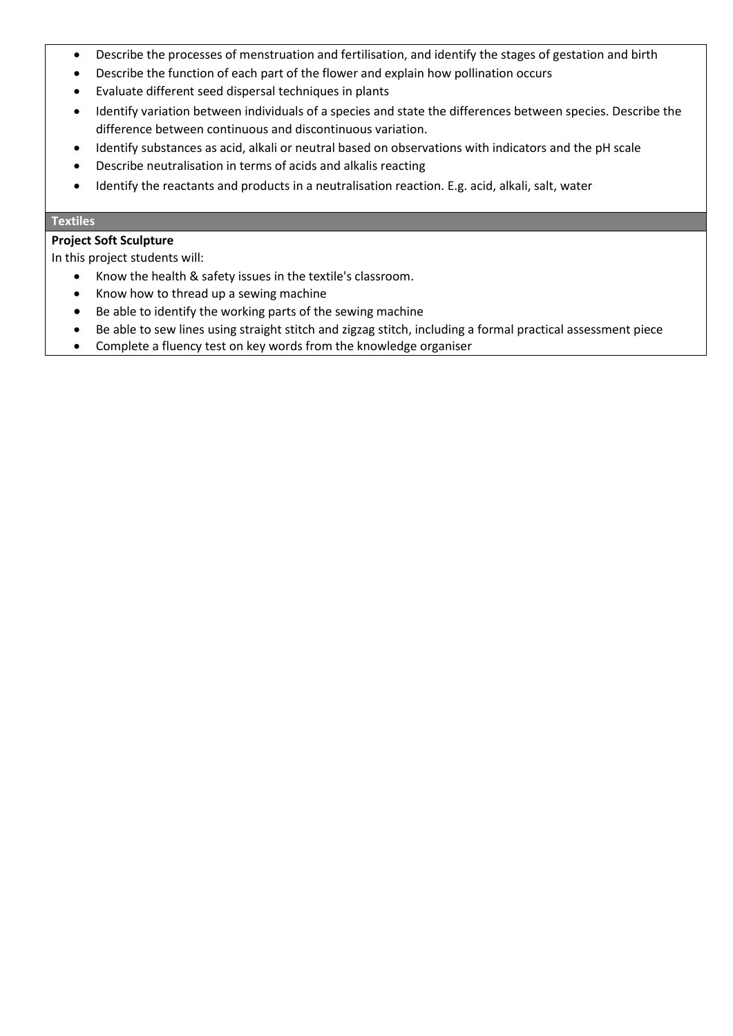- Describe the processes of menstruation and fertilisation, and identify the stages of gestation and birth
- Describe the function of each part of the flower and explain how pollination occurs
- Evaluate different seed dispersal techniques in plants
- Identify variation between individuals of a species and state the differences between species. Describe the difference between continuous and discontinuous variation.
- Identify substances as acid, alkali or neutral based on observations with indicators and the pH scale
- Describe neutralisation in terms of acids and alkalis reacting
- Identify the reactants and products in a neutralisation reaction. E.g. acid, alkali, salt, water

## Textiles

**Project Soft Sculpture**

In this project students will:

- Know the health & safety issues in the textile's classroom.
- Know how to thread up a sewing machine
- Be able to identify the working parts of the sewing machine
- Be able to sew lines using straight stitch and zigzag stitch, including a formal practical assessment piece
- Complete a fluency test on key words from the knowledge organiser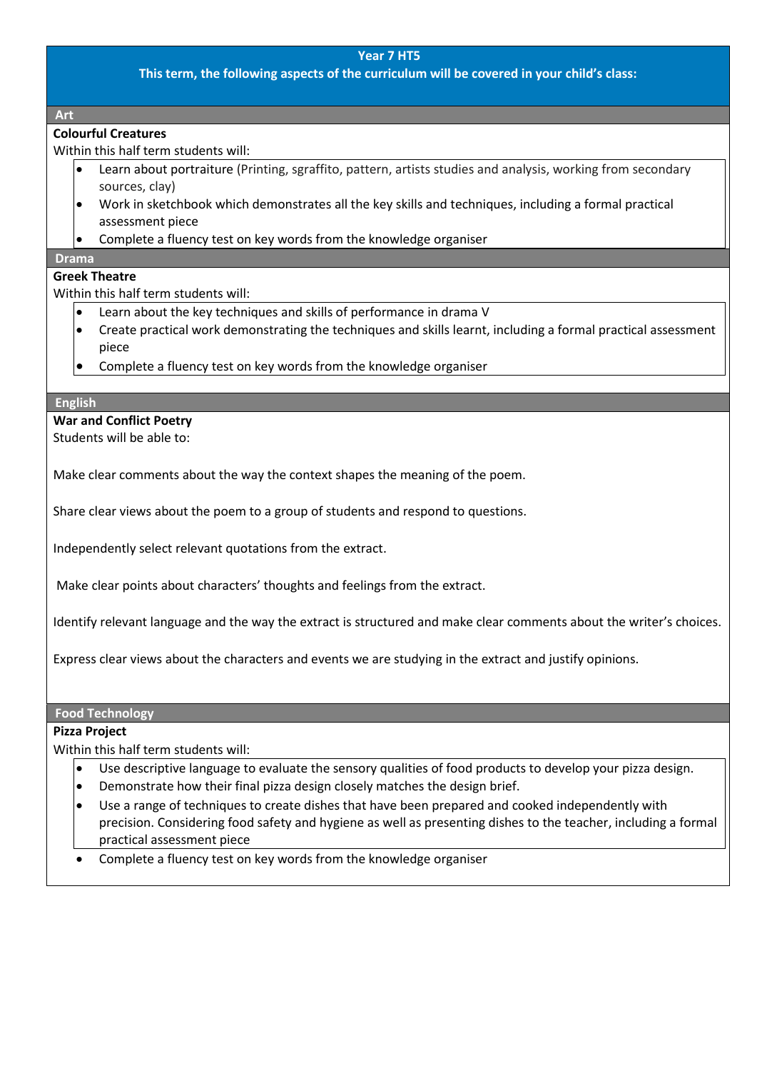## Year 7 HT5

**This term, the following aspects of the curriculum will be covered in your child's class:**

### Art

**Colourful Creatures**

Within this half term students will:

- Learn about portraiture (Printing, sgraffito, pattern, artists studies and analysis, working from secondary sources, clay)
- Work in sketchbook which demonstrates all the key skills and techniques, including a formal practical assessment piece
- Complete a fluency test on key words from the knowledge organiser

### Drama

**Greek Theatre**

Within this half term students will:

- Learn about the key techniques and skills of performance in drama V
- Create practical work demonstrating the techniques and skills learnt, including a formal practical assessment piece
- Complete a fluency test on key words from the knowledge organiser

### English

**War and Conflict Poetry**

Students will be able to:

Make clear comments about the way the context shapes the meaning of the poem.

Share clear views about the poem to a group of students and respond to questions.

Independently select relevant quotations from the extract.

Make clear points about characters' thoughts and feelings from the extract.

Identify relevant language and the way the extract is structured and make clear comments about the writer's choices.

Express clear views about the characters and events we are studying in the extract and justify opinions.

### Food Technology

**Pizza Project**

Within this half term students will:

- Use descriptive language to evaluate the sensory qualities of food products to develop your pizza design.
- Demonstrate how their final pizza design closely matches the design brief.
- Use a range of techniques to create dishes that have been prepared and cooked independently with precision. Considering food safety and hygiene as well as presenting dishes to the teacher, including a formal practical assessment piece
- Complete a fluency test on key words from the knowledge organiser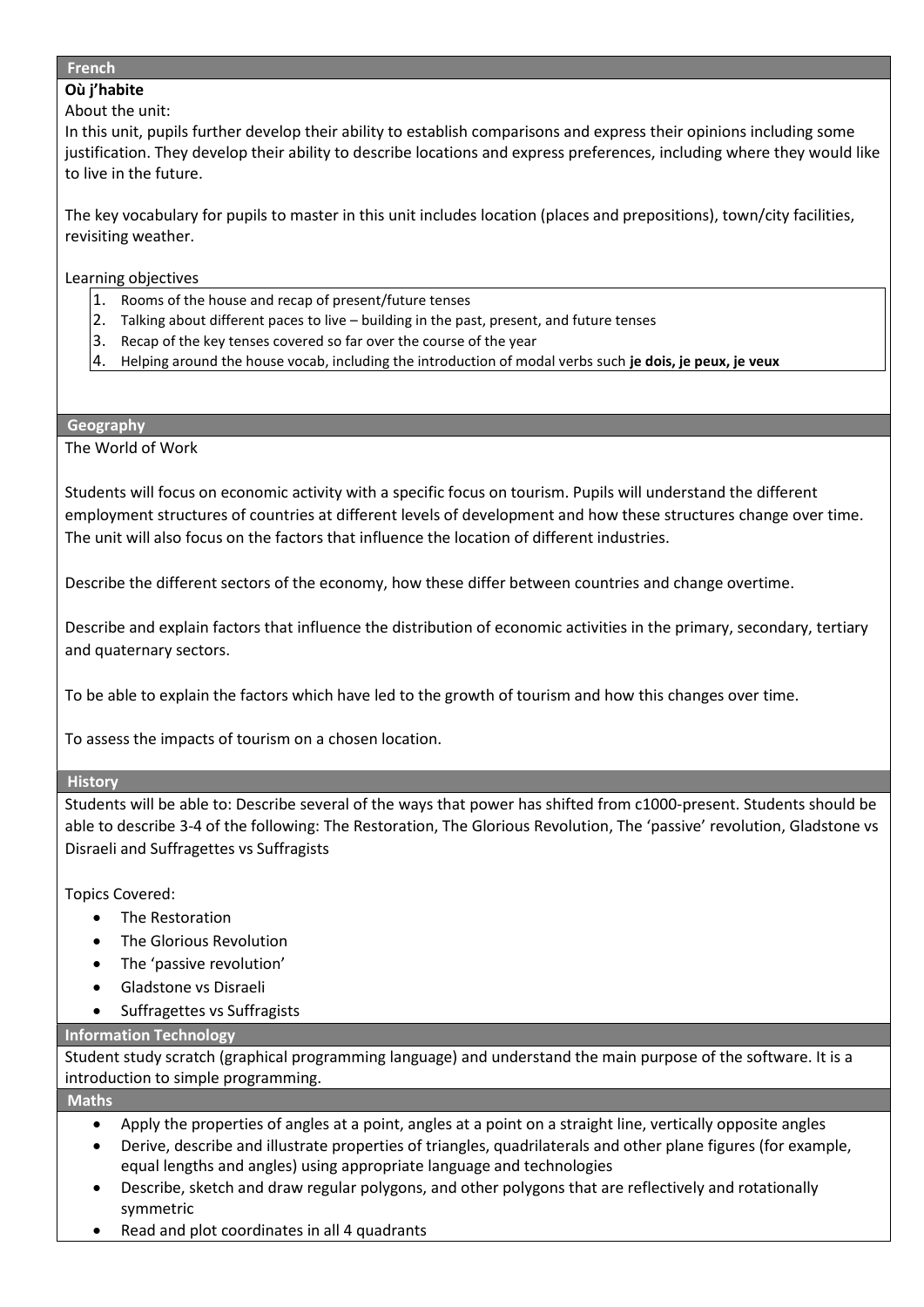## French

**Où j'habite**

About the unit:

In this unit, pupils further develop their ability to establish comparisons and express their opinions including some justification. They develop their ability to describe locations and express preferences, including where they would like to live in the future.

The key vocabulary for pupils to master in this unit includes location (places and prepositions), town/city facilities, revisiting weather.

Learning objectives

1. Rooms of the house and recap of present/future tenses
2. Talking about different paces to live – building in the past, present, and future tenses
3. Recap of the key tenses covered so far over the course of the year
4. Helping around the house vocab, including the introduction of modal verbs such **je dois, je peux, je veux**

## Geography

The World of Work

Students will focus on economic activity with a specific focus on tourism. Pupils will understand the different employment structures of countries at different levels of development and how these structures change over time. The unit will also focus on the factors that influence the location of different industries.

Describe the different sectors of the economy, how these differ between countries and change overtime.

Describe and explain factors that influence the distribution of economic activities in the primary, secondary, tertiary and quaternary sectors.

To be able to explain the factors which have led to the growth of tourism and how this changes over time.

To assess the impacts of tourism on a chosen location.

## History

Students will be able to: Describe several of the ways that power has shifted from c1000-present. Students should be able to describe 3-4 of the following: The Restoration, The Glorious Revolution, The 'passive' revolution, Gladstone vs Disraeli and Suffragettes vs Suffragists

Topics Covered:

- The Restoration
- The Glorious Revolution
- The 'passive revolution'
- Gladstone vs Disraeli
- Suffragettes vs Suffragists

## Information Technology

Student study scratch (graphical programming language) and understand the main purpose of the software. It is a introduction to simple programming.

## Maths

- Apply the properties of angles at a point, angles at a point on a straight line, vertically opposite angles
- Derive, describe and illustrate properties of triangles, quadrilaterals and other plane figures (for example, equal lengths and angles) using appropriate language and technologies
- Describe, sketch and draw regular polygons, and other polygons that are reflectively and rotationally symmetric
- Read and plot coordinates in all 4 quadrants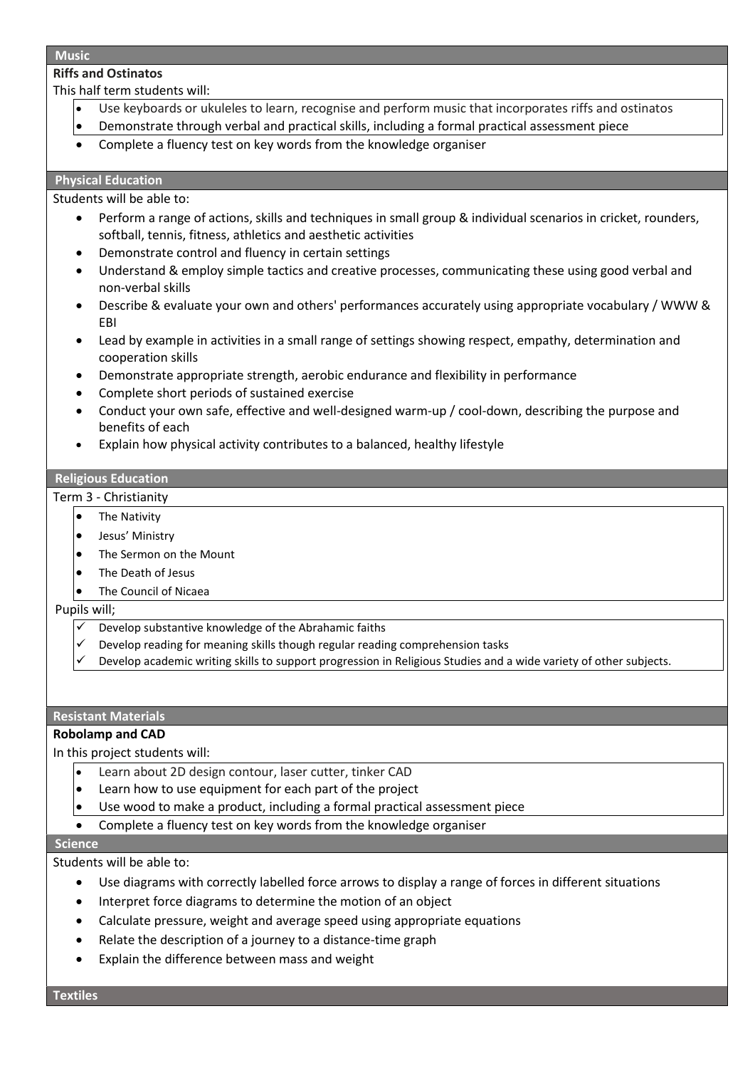## Music

**Riffs and Ostinatos**

This half term students will:

- Use keyboards or ukuleles to learn, recognise and perform music that incorporates riffs and ostinatos
- Demonstrate through verbal and practical skills, including a formal practical assessment piece
- Complete a fluency test on key words from the knowledge organiser

## Physical Education

Students will be able to:

- Perform a range of actions, skills and techniques in small group & individual scenarios in cricket, rounders, softball, tennis, fitness, athletics and aesthetic activities
- Demonstrate control and fluency in certain settings
- Understand & employ simple tactics and creative processes, communicating these using good verbal and non-verbal skills
- Describe & evaluate your own and others' performances accurately using appropriate vocabulary / WWW & EBI
- Lead by example in activities in a small range of settings showing respect, empathy, determination and cooperation skills
- Demonstrate appropriate strength, aerobic endurance and flexibility in performance
- Complete short periods of sustained exercise
- Conduct your own safe, effective and well-designed warm-up / cool-down, describing the purpose and benefits of each
- Explain how physical activity contributes to a balanced, healthy lifestyle

## Religious Education

Term 3 - Christianity

- The Nativity
- Jesus' Ministry
- The Sermon on the Mount
- The Death of Jesus
- The Council of Nicaea

Pupils will;

- ✓ Develop substantive knowledge of the Abrahamic faiths
- ✓ Develop reading for meaning skills though regular reading comprehension tasks
- ✓ Develop academic writing skills to support progression in Religious Studies and a wide variety of other subjects.

## Resistant Materials

**Robolamp and CAD**

In this project students will:

- Learn about 2D design contour, laser cutter, tinker CAD
- Learn how to use equipment for each part of the project
- Use wood to make a product, including a formal practical assessment piece
- Complete a fluency test on key words from the knowledge organiser

## Science

Students will be able to:

- Use diagrams with correctly labelled force arrows to display a range of forces in different situations
- Interpret force diagrams to determine the motion of an object
- Calculate pressure, weight and average speed using appropriate equations
- Relate the description of a journey to a distance-time graph
- Explain the difference between mass and weight

## Textiles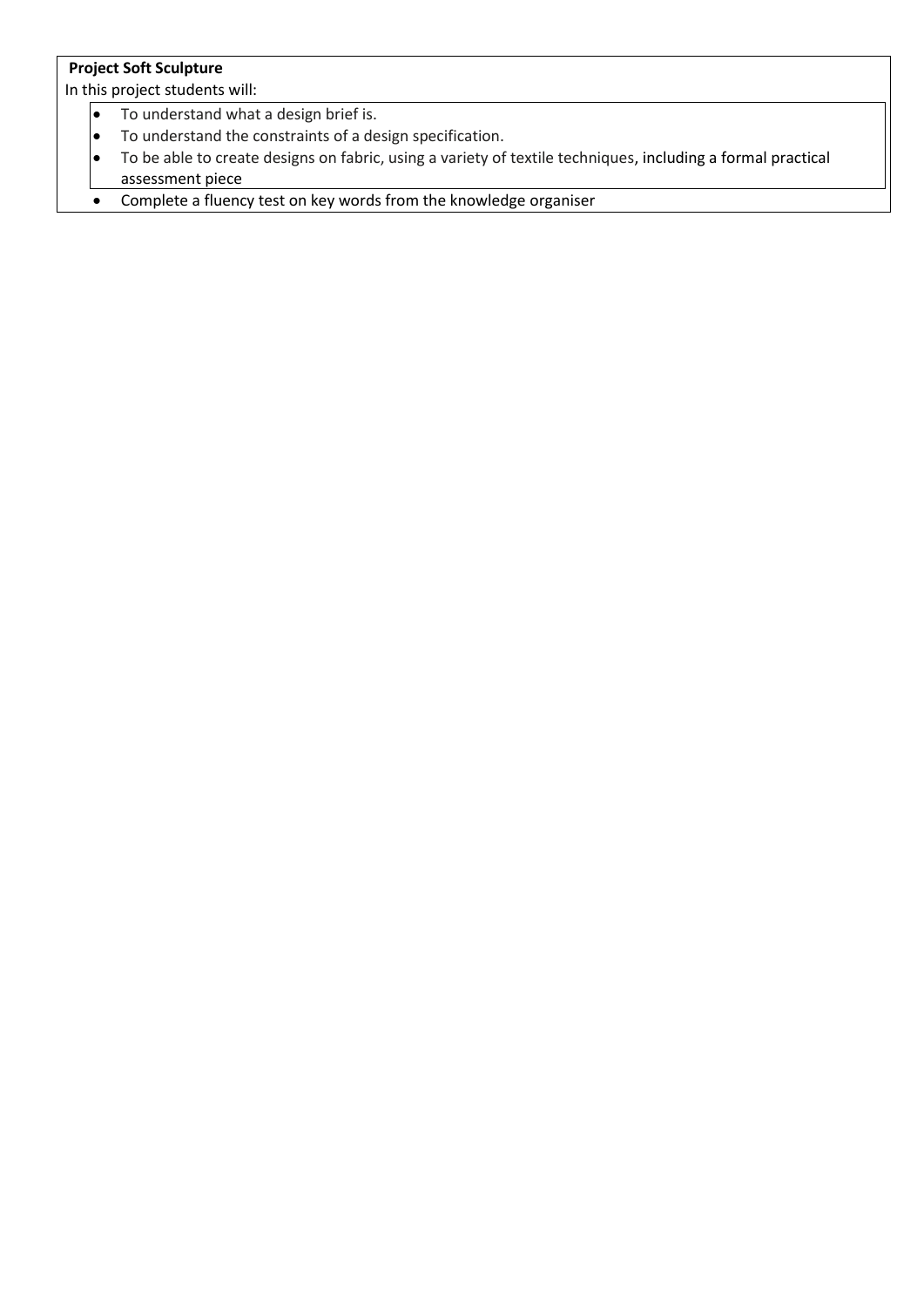**Project Soft Sculpture**

In this project students will:

- To understand what a design brief is.
- To understand the constraints of a design specification.
- To be able to create designs on fabric, using a variety of textile techniques, including a formal practical assessment piece
- Complete a fluency test on key words from the knowledge organiser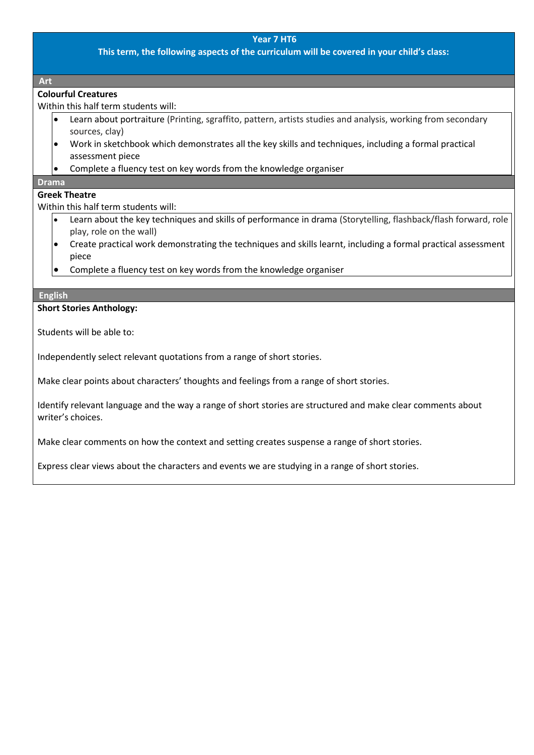**Year 7 HT6**

**This term, the following aspects of the curriculum will be covered in your child's class:**

## Art

**Colourful Creatures**

Within this half term students will:

- Learn about portraiture (Printing, sgraffito, pattern, artists studies and analysis, working from secondary sources, clay)
- Work in sketchbook which demonstrates all the key skills and techniques, including a formal practical assessment piece
- Complete a fluency test on key words from the knowledge organiser

## Drama

**Greek Theatre**

Within this half term students will:

- Learn about the key techniques and skills of performance in drama (Storytelling, flashback/flash forward, role play, role on the wall)
- Create practical work demonstrating the techniques and skills learnt, including a formal practical assessment piece
- Complete a fluency test on key words from the knowledge organiser

## English

**Short Stories Anthology:**

Students will be able to:

Independently select relevant quotations from a range of short stories.

Make clear points about characters' thoughts and feelings from a range of short stories.

Identify relevant language and the way a range of short stories are structured and make clear comments about writer's choices.

Make clear comments on how the context and setting creates suspense a range of short stories.

Express clear views about the characters and events we are studying in a range of short stories.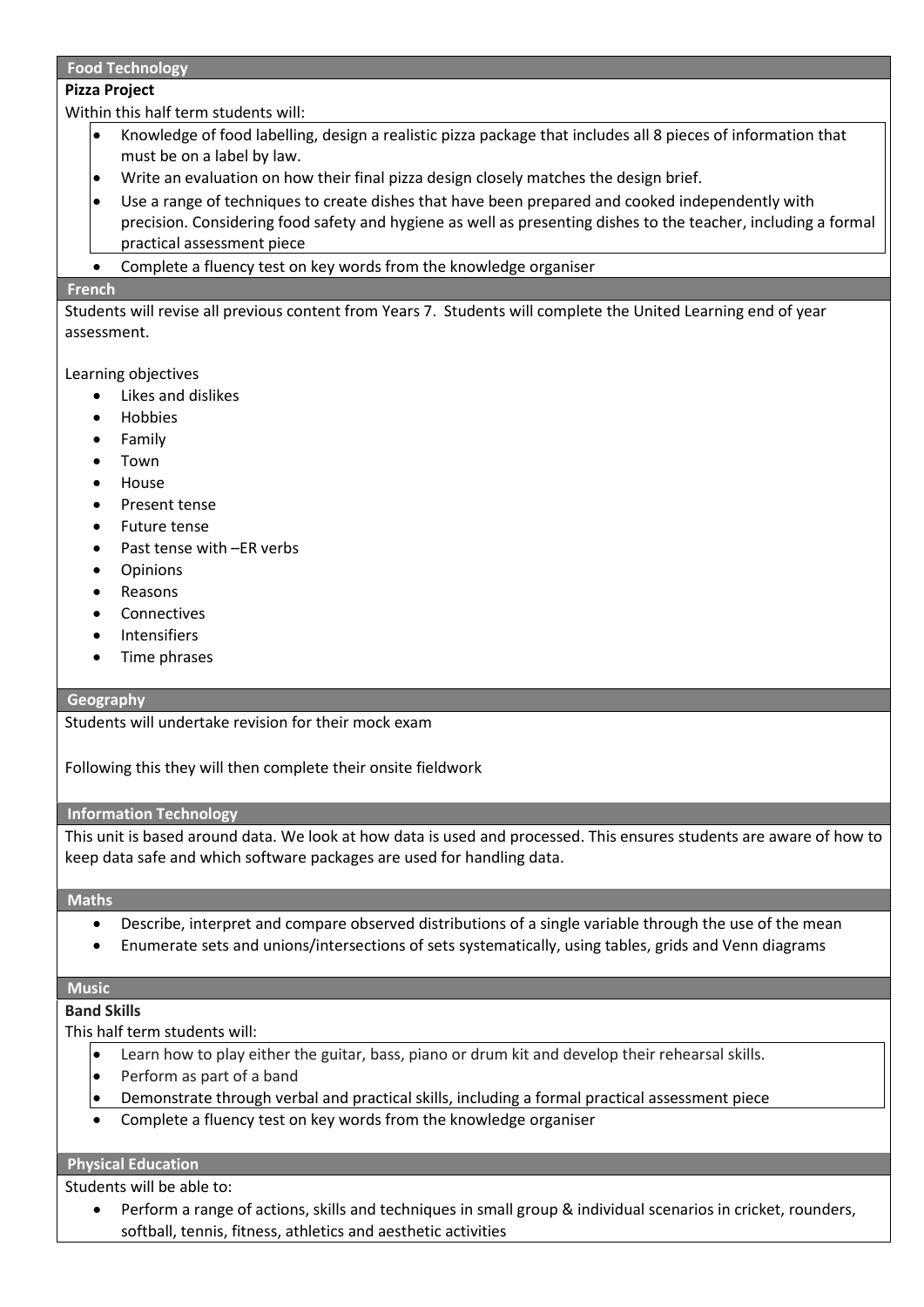## Food Technology

**Pizza Project**

Within this half term students will:

- Knowledge of food labelling, design a realistic pizza package that includes all 8 pieces of information that must be on a label by law.
- Write an evaluation on how their final pizza design closely matches the design brief.
- Use a range of techniques to create dishes that have been prepared and cooked independently with precision. Considering food safety and hygiene as well as presenting dishes to the teacher, including a formal practical assessment piece
- Complete a fluency test on key words from the knowledge organiser

## French

Students will revise all previous content from Years 7. Students will complete the United Learning end of year assessment.

Learning objectives

- Likes and dislikes
- Hobbies
- Family
- Town
- House
- Present tense
- Future tense
- Past tense with –ER verbs
- Opinions
- Reasons
- Connectives
- Intensifiers
- Time phrases

## Geography

Students will undertake revision for their mock exam

Following this they will then complete their onsite fieldwork

## Information Technology

This unit is based around data. We look at how data is used and processed. This ensures students are aware of how to keep data safe and which software packages are used for handling data.

## Maths

- Describe, interpret and compare observed distributions of a single variable through the use of the mean
- Enumerate sets and unions/intersections of sets systematically, using tables, grids and Venn diagrams

## Music

**Band Skills**

This half term students will:

- Learn how to play either the guitar, bass, piano or drum kit and develop their rehearsal skills.
- Perform as part of a band
- Demonstrate through verbal and practical skills, including a formal practical assessment piece
- Complete a fluency test on key words from the knowledge organiser

## Physical Education

Students will be able to:

- Perform a range of actions, skills and techniques in small group & individual scenarios in cricket, rounders, softball, tennis, fitness, athletics and aesthetic activities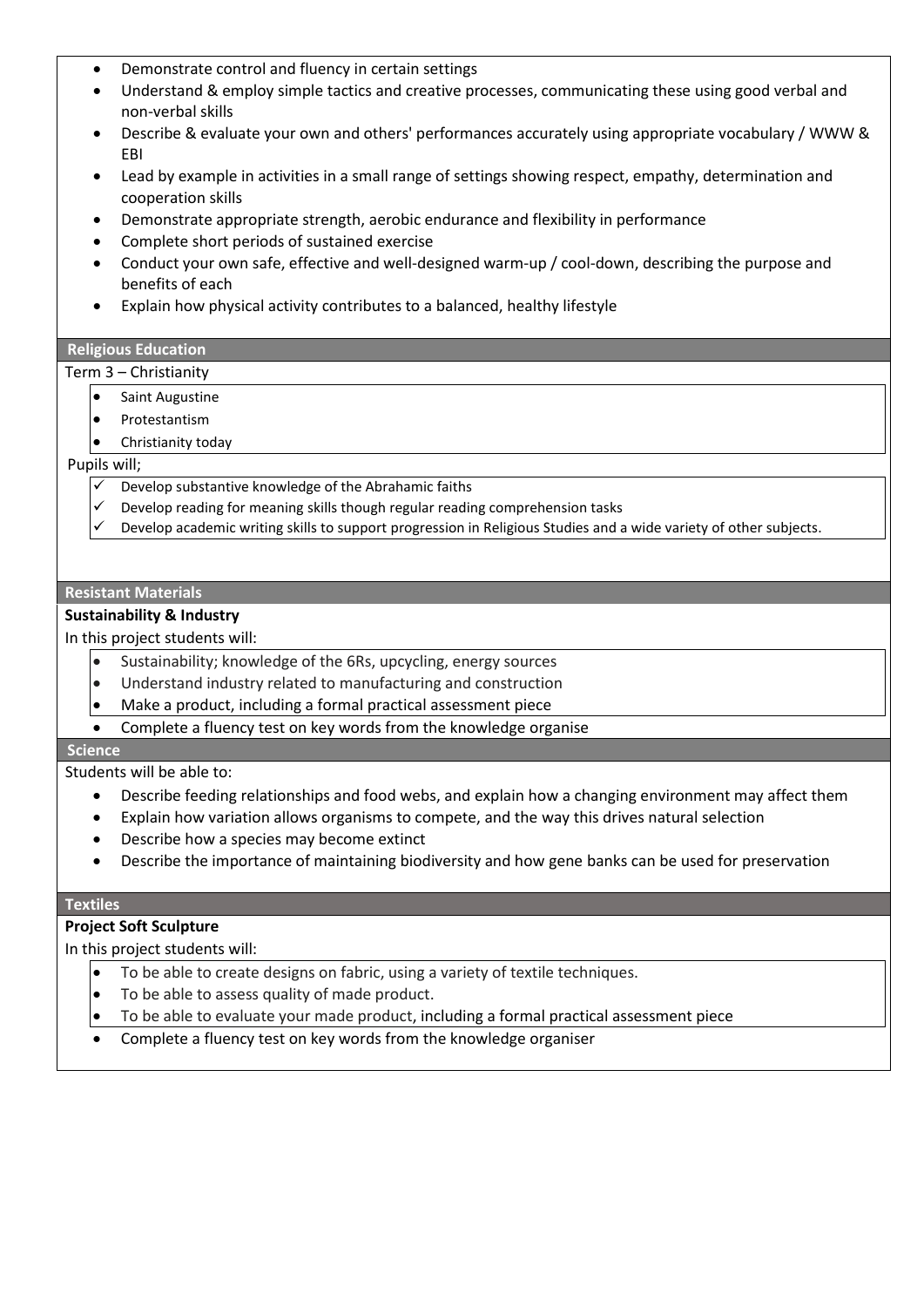- Demonstrate control and fluency in certain settings
- Understand & employ simple tactics and creative processes, communicating these using good verbal and non-verbal skills
- Describe & evaluate your own and others' performances accurately using appropriate vocabulary / WWW & EBI
- Lead by example in activities in a small range of settings showing respect, empathy, determination and cooperation skills
- Demonstrate appropriate strength, aerobic endurance and flexibility in performance
- Complete short periods of sustained exercise
- Conduct your own safe, effective and well-designed warm-up / cool-down, describing the purpose and benefits of each
- Explain how physical activity contributes to a balanced, healthy lifestyle

## Religious Education

Term 3 – Christianity

- Saint Augustine
- Protestantism
- Christianity today

Pupils will;

- ✓ Develop substantive knowledge of the Abrahamic faiths
- ✓ Develop reading for meaning skills though regular reading comprehension tasks
- ✓ Develop academic writing skills to support progression in Religious Studies and a wide variety of other subjects.

## Resistant Materials

**Sustainability & Industry**

In this project students will:

- Sustainability; knowledge of the 6Rs, upcycling, energy sources
- Understand industry related to manufacturing and construction
- Make a product, including a formal practical assessment piece
- Complete a fluency test on key words from the knowledge organise

## Science

Students will be able to:

- Describe feeding relationships and food webs, and explain how a changing environment may affect them
- Explain how variation allows organisms to compete, and the way this drives natural selection
- Describe how a species may become extinct
- Describe the importance of maintaining biodiversity and how gene banks can be used for preservation

## Textiles

**Project Soft Sculpture**

In this project students will:

- To be able to create designs on fabric, using a variety of textile techniques.
- To be able to assess quality of made product.
- To be able to evaluate your made product, including a formal practical assessment piece
- Complete a fluency test on key words from the knowledge organiser